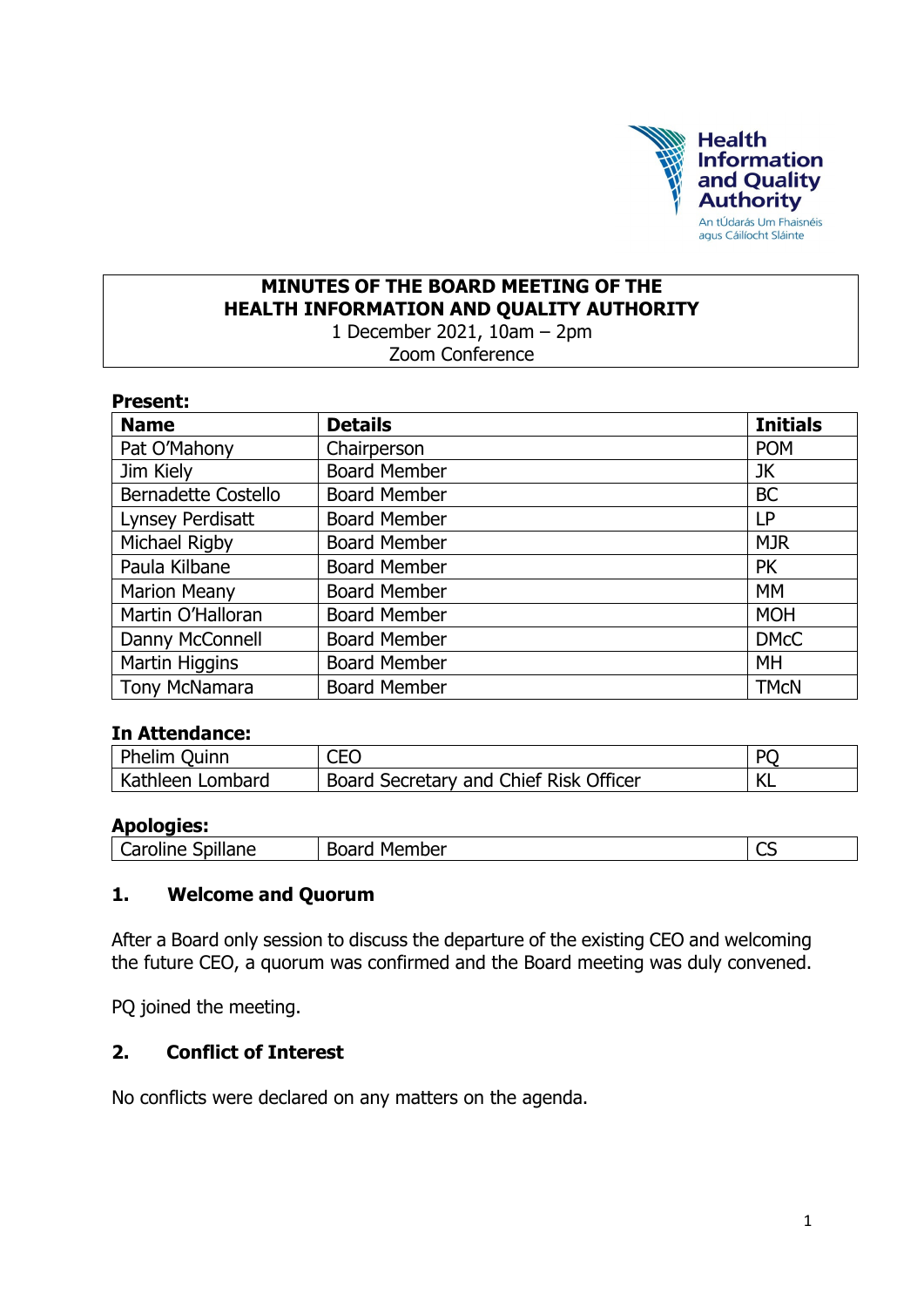Health Information and Quality Authority
An tÚdarás Um Fhaisnéis agus Cáilíocht Sláinte

# MINUTES OF THE BOARD MEETING OF THE HEALTH INFORMATION AND QUALITY AUTHORITY

1 December 2021, 10am – 2pm
Zoom Conference

**Present:**

| Name | Details | Initials |
|---|---|---|
| Pat O'Mahony | Chairperson | POM |
| Jim Kiely | Board Member | JK |
| Bernadette Costello | Board Member | BC |
| Lynsey Perdisatt | Board Member | LP |
| Michael Rigby | Board Member | MJR |
| Paula Kilbane | Board Member | PK |
| Marion Meany | Board Member | MM |
| Martin O'Halloran | Board Member | MOH |
| Danny McConnell | Board Member | DMcC |
| Martin Higgins | Board Member | MH |
| Tony McNamara | Board Member | TMcN |

**In Attendance:**

| | | |
|---|---|---|
| Phelim Quinn | CEO | PQ |
| Kathleen Lombard | Board Secretary and Chief Risk Officer | KL |

**Apologies:**

| | | |
|---|---|---|
| Caroline Spillane | Board Member | CS |

## 1. Welcome and Quorum

After a Board only session to discuss the departure of the existing CEO and welcoming the future CEO, a quorum was confirmed and the Board meeting was duly convened.

PQ joined the meeting.

## 2. Conflict of Interest

No conflicts were declared on any matters on the agenda.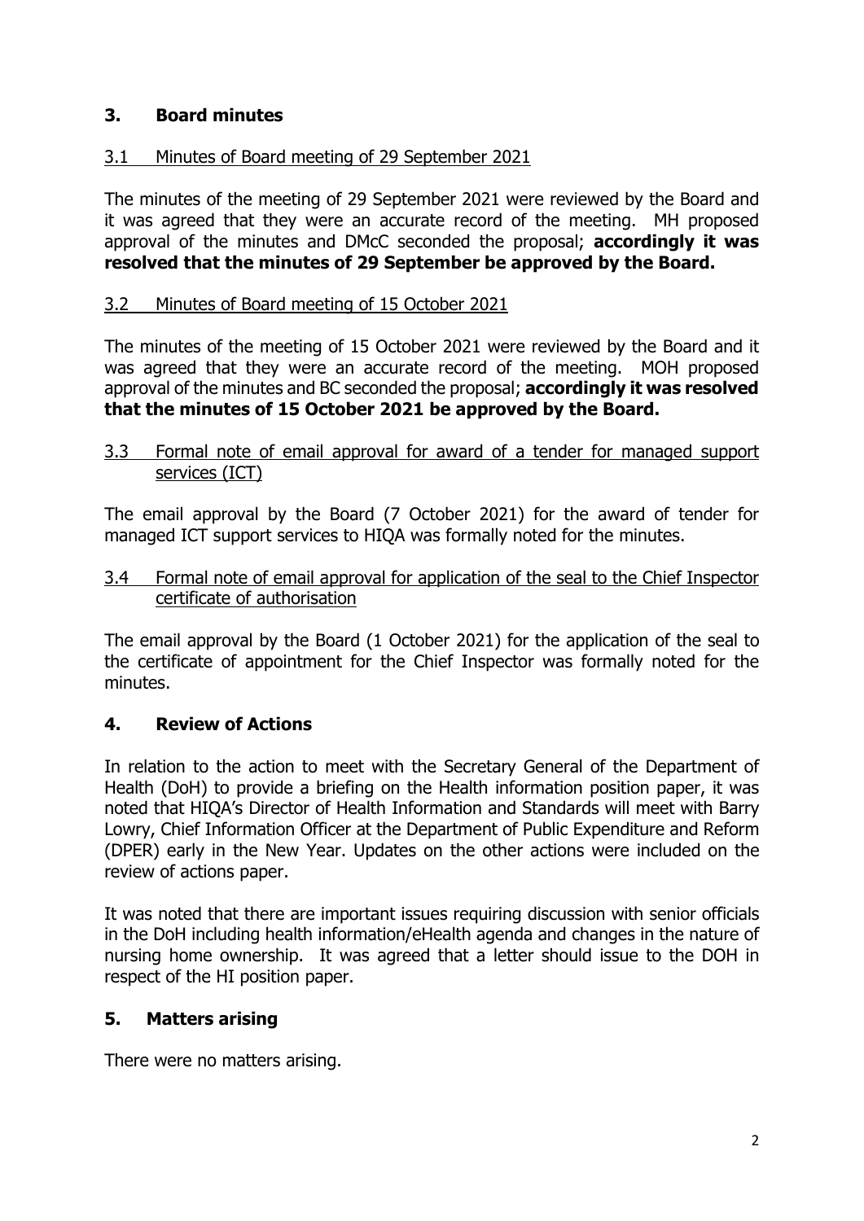## 3. Board minutes

### 3.1 Minutes of Board meeting of 29 September 2021

The minutes of the meeting of 29 September 2021 were reviewed by the Board and it was agreed that they were an accurate record of the meeting. MH proposed approval of the minutes and DMcC seconded the proposal; **accordingly it was resolved that the minutes of 29 September be approved by the Board.**

### 3.2 Minutes of Board meeting of 15 October 2021

The minutes of the meeting of 15 October 2021 were reviewed by the Board and it was agreed that they were an accurate record of the meeting. MOH proposed approval of the minutes and BC seconded the proposal; **accordingly it was resolved that the minutes of 15 October 2021 be approved by the Board.**

### 3.3 Formal note of email approval for award of a tender for managed support services (ICT)

The email approval by the Board (7 October 2021) for the award of tender for managed ICT support services to HIQA was formally noted for the minutes.

### 3.4 Formal note of email approval for application of the seal to the Chief Inspector certificate of authorisation

The email approval by the Board (1 October 2021) for the application of the seal to the certificate of appointment for the Chief Inspector was formally noted for the minutes.

## 4. Review of Actions

In relation to the action to meet with the Secretary General of the Department of Health (DoH) to provide a briefing on the Health information position paper, it was noted that HIQA's Director of Health Information and Standards will meet with Barry Lowry, Chief Information Officer at the Department of Public Expenditure and Reform (DPER) early in the New Year. Updates on the other actions were included on the review of actions paper.

It was noted that there are important issues requiring discussion with senior officials in the DoH including health information/eHealth agenda and changes in the nature of nursing home ownership. It was agreed that a letter should issue to the DOH in respect of the HI position paper.

## 5. Matters arising

There were no matters arising.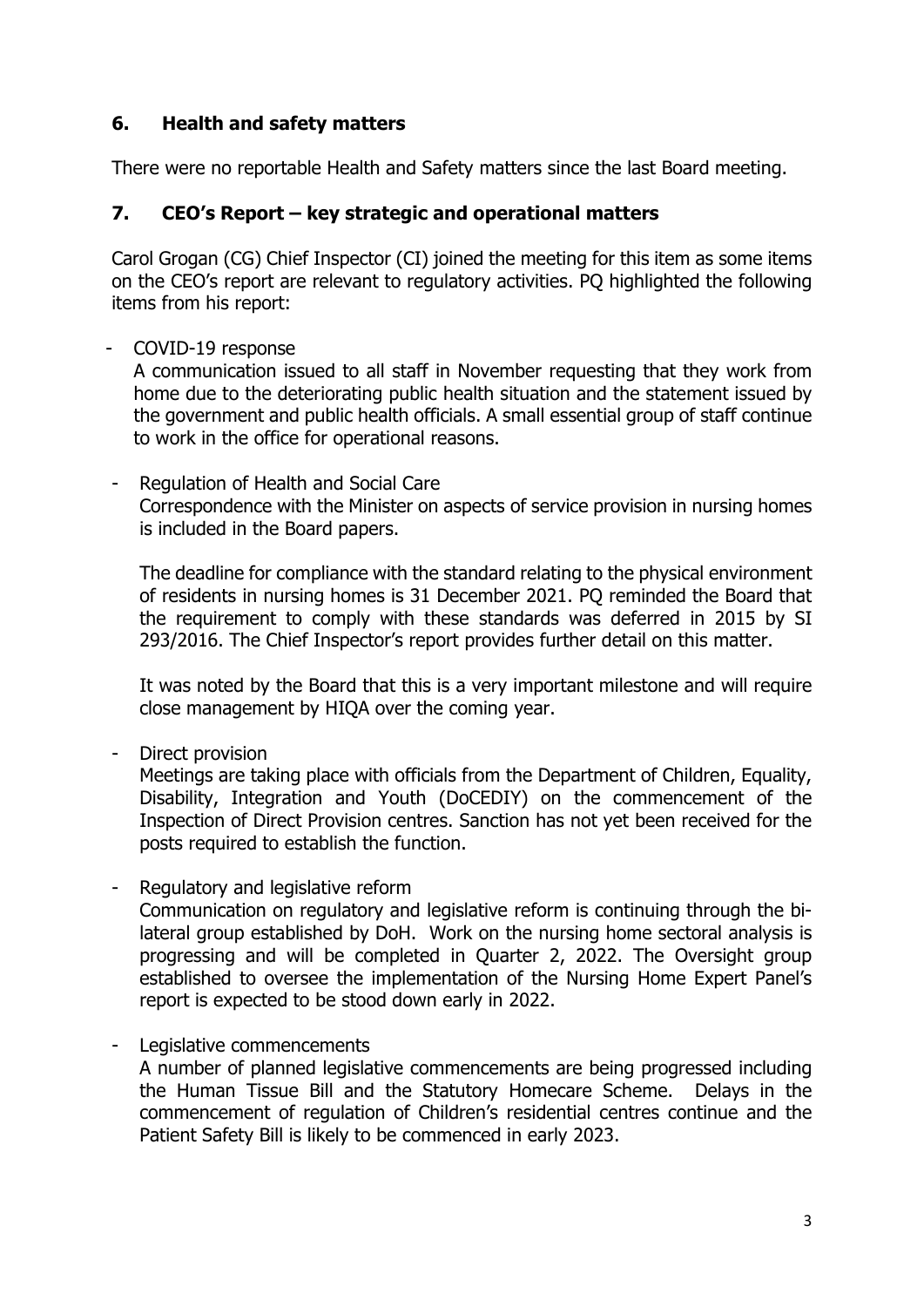## 6. Health and safety matters

There were no reportable Health and Safety matters since the last Board meeting.

## 7. CEO's Report – key strategic and operational matters

Carol Grogan (CG) Chief Inspector (CI) joined the meeting for this item as some items on the CEO's report are relevant to regulatory activities. PQ highlighted the following items from his report:

- COVID-19 response
  A communication issued to all staff in November requesting that they work from home due to the deteriorating public health situation and the statement issued by the government and public health officials. A small essential group of staff continue to work in the office for operational reasons.

- Regulation of Health and Social Care
  Correspondence with the Minister on aspects of service provision in nursing homes is included in the Board papers.

  The deadline for compliance with the standard relating to the physical environment of residents in nursing homes is 31 December 2021. PQ reminded the Board that the requirement to comply with these standards was deferred in 2015 by SI 293/2016. The Chief Inspector's report provides further detail on this matter.

  It was noted by the Board that this is a very important milestone and will require close management by HIQA over the coming year.

- Direct provision
  Meetings are taking place with officials from the Department of Children, Equality, Disability, Integration and Youth (DoCEDIY) on the commencement of the Inspection of Direct Provision centres. Sanction has not yet been received for the posts required to establish the function.

- Regulatory and legislative reform
  Communication on regulatory and legislative reform is continuing through the bi-lateral group established by DoH. Work on the nursing home sectoral analysis is progressing and will be completed in Quarter 2, 2022. The Oversight group established to oversee the implementation of the Nursing Home Expert Panel's report is expected to be stood down early in 2022.

- Legislative commencements
  A number of planned legislative commencements are being progressed including the Human Tissue Bill and the Statutory Homecare Scheme. Delays in the commencement of regulation of Children's residential centres continue and the Patient Safety Bill is likely to be commenced in early 2023.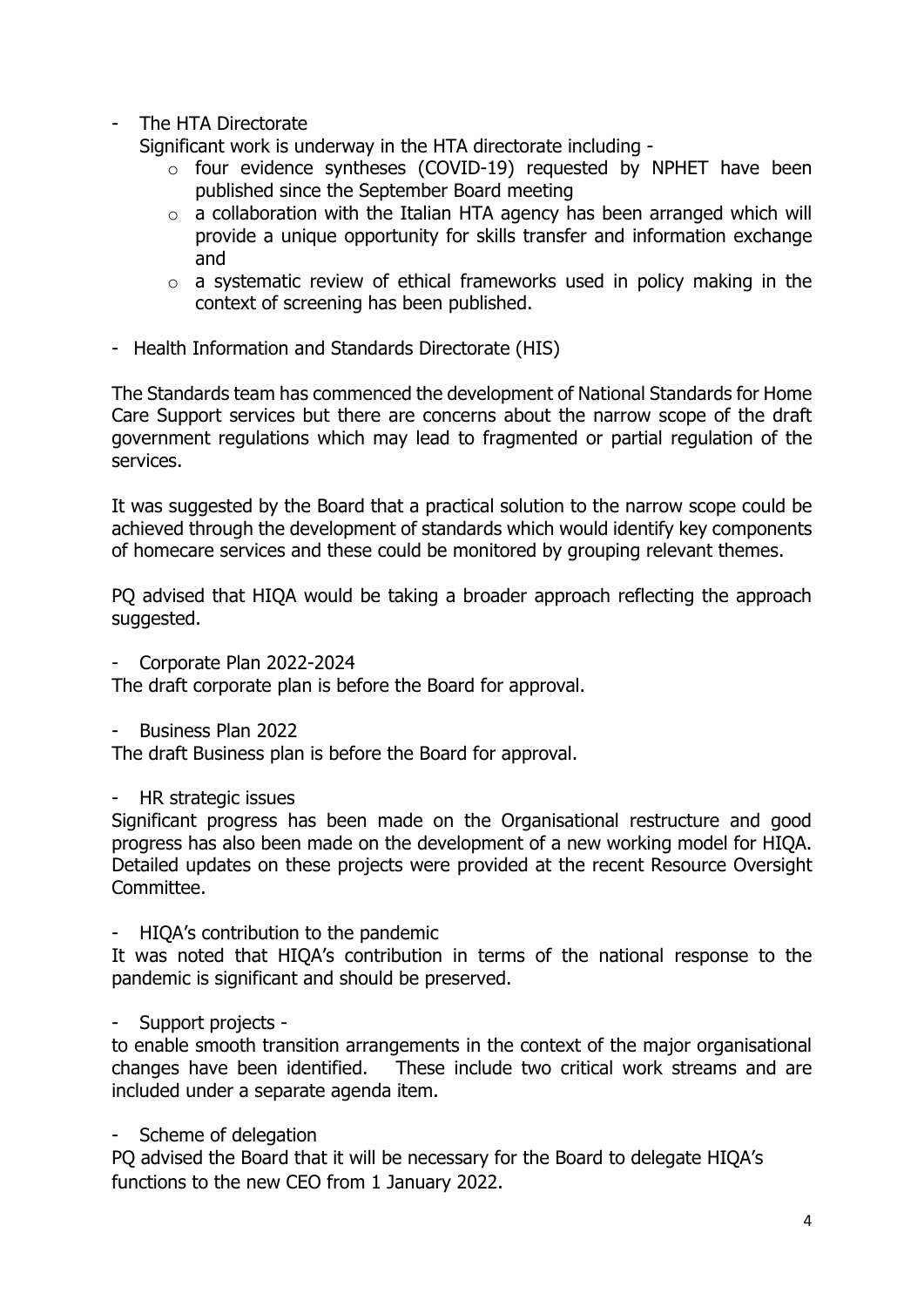- The HTA Directorate

  Significant work is underway in the HTA directorate including -
    - four evidence syntheses (COVID-19) requested by NPHET have been published since the September Board meeting
    - a collaboration with the Italian HTA agency has been arranged which will provide a unique opportunity for skills transfer and information exchange and
    - a systematic review of ethical frameworks used in policy making in the context of screening has been published.

- Health Information and Standards Directorate (HIS)

The Standards team has commenced the development of National Standards for Home Care Support services but there are concerns about the narrow scope of the draft government regulations which may lead to fragmented or partial regulation of the services.

It was suggested by the Board that a practical solution to the narrow scope could be achieved through the development of standards which would identify key components of homecare services and these could be monitored by grouping relevant themes.

PQ advised that HIQA would be taking a broader approach reflecting the approach suggested.

- Corporate Plan 2022-2024

The draft corporate plan is before the Board for approval.

- Business Plan 2022

The draft Business plan is before the Board for approval.

- HR strategic issues

Significant progress has been made on the Organisational restructure and good progress has also been made on the development of a new working model for HIQA. Detailed updates on these projects were provided at the recent Resource Oversight Committee.

- HIQA's contribution to the pandemic

It was noted that HIQA's contribution in terms of the national response to the pandemic is significant and should be preserved.

- Support projects -

to enable smooth transition arrangements in the context of the major organisational changes have been identified. These include two critical work streams and are included under a separate agenda item.

- Scheme of delegation

PQ advised the Board that it will be necessary for the Board to delegate HIQA's functions to the new CEO from 1 January 2022.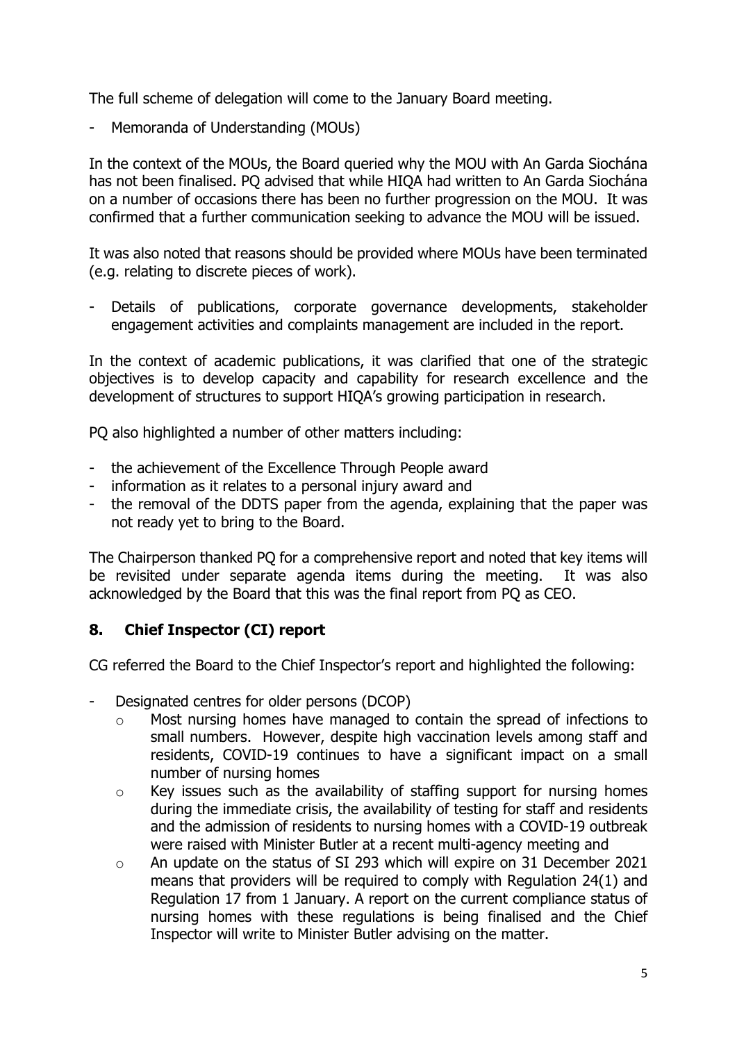The full scheme of delegation will come to the January Board meeting.

- Memoranda of Understanding (MOUs)

In the context of the MOUs, the Board queried why the MOU with An Garda Siochána has not been finalised. PQ advised that while HIQA had written to An Garda Siochána on a number of occasions there has been no further progression on the MOU. It was confirmed that a further communication seeking to advance the MOU will be issued.

It was also noted that reasons should be provided where MOUs have been terminated (e.g. relating to discrete pieces of work).

- Details of publications, corporate governance developments, stakeholder engagement activities and complaints management are included in the report.

In the context of academic publications, it was clarified that one of the strategic objectives is to develop capacity and capability for research excellence and the development of structures to support HIQA's growing participation in research.

PQ also highlighted a number of other matters including:

- the achievement of the Excellence Through People award
- information as it relates to a personal injury award and
- the removal of the DDTS paper from the agenda, explaining that the paper was not ready yet to bring to the Board.

The Chairperson thanked PQ for a comprehensive report and noted that key items will be revisited under separate agenda items during the meeting. It was also acknowledged by the Board that this was the final report from PQ as CEO.

## 8. Chief Inspector (CI) report

CG referred the Board to the Chief Inspector's report and highlighted the following:

- Designated centres for older persons (DCOP)
  - Most nursing homes have managed to contain the spread of infections to small numbers. However, despite high vaccination levels among staff and residents, COVID-19 continues to have a significant impact on a small number of nursing homes
  - Key issues such as the availability of staffing support for nursing homes during the immediate crisis, the availability of testing for staff and residents and the admission of residents to nursing homes with a COVID-19 outbreak were raised with Minister Butler at a recent multi-agency meeting and
  - An update on the status of SI 293 which will expire on 31 December 2021 means that providers will be required to comply with Regulation 24(1) and Regulation 17 from 1 January. A report on the current compliance status of nursing homes with these regulations is being finalised and the Chief Inspector will write to Minister Butler advising on the matter.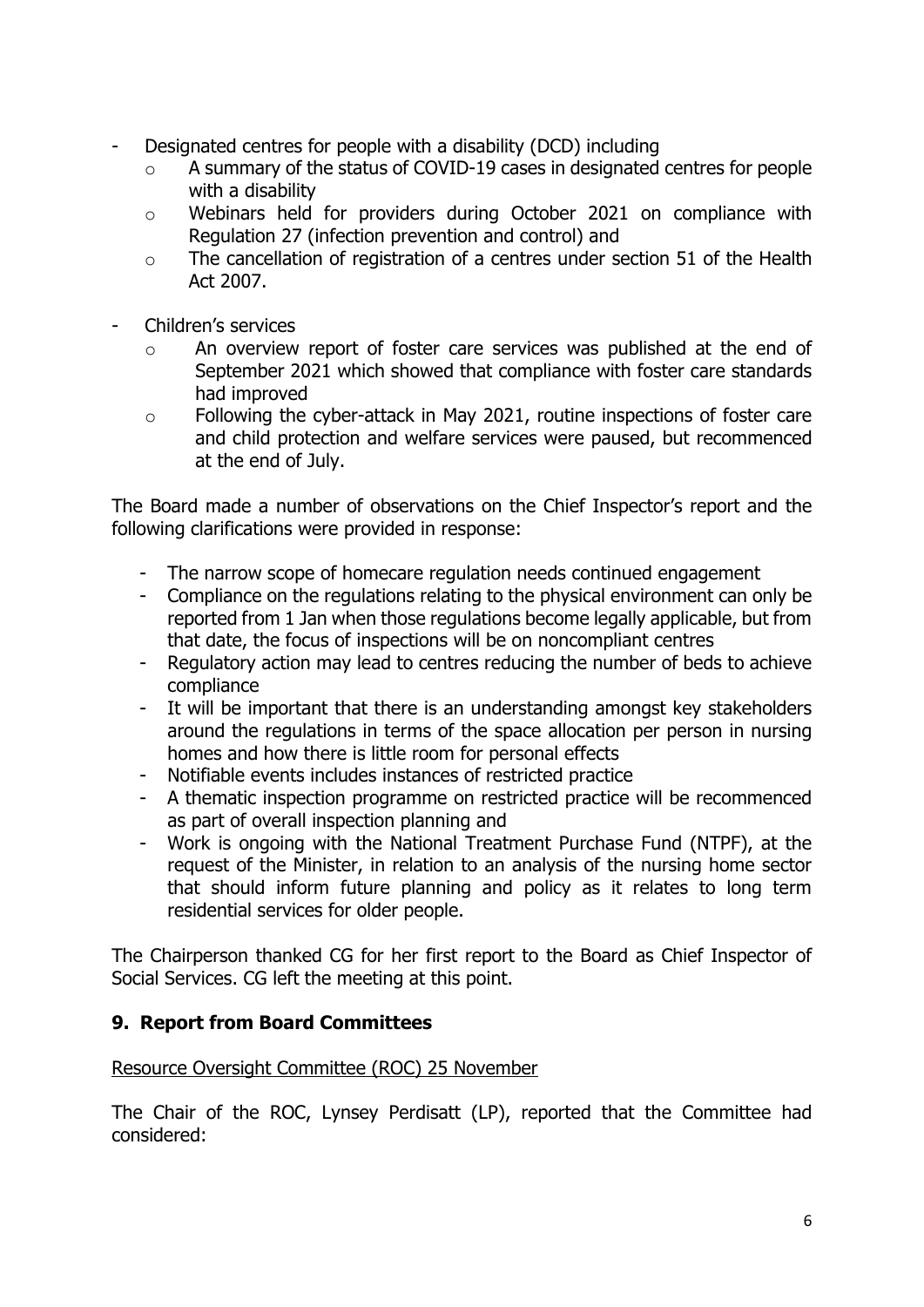- Designated centres for people with a disability (DCD) including
  - A summary of the status of COVID-19 cases in designated centres for people with a disability
  - Webinars held for providers during October 2021 on compliance with Regulation 27 (infection prevention and control) and
  - The cancellation of registration of a centres under section 51 of the Health Act 2007.

- Children's services
  - An overview report of foster care services was published at the end of September 2021 which showed that compliance with foster care standards had improved
  - Following the cyber-attack in May 2021, routine inspections of foster care and child protection and welfare services were paused, but recommenced at the end of July.

The Board made a number of observations on the Chief Inspector's report and the following clarifications were provided in response:

- The narrow scope of homecare regulation needs continued engagement
- Compliance on the regulations relating to the physical environment can only be reported from 1 Jan when those regulations become legally applicable, but from that date, the focus of inspections will be on noncompliant centres
- Regulatory action may lead to centres reducing the number of beds to achieve compliance
- It will be important that there is an understanding amongst key stakeholders around the regulations in terms of the space allocation per person in nursing homes and how there is little room for personal effects
- Notifiable events includes instances of restricted practice
- A thematic inspection programme on restricted practice will be recommenced as part of overall inspection planning and
- Work is ongoing with the National Treatment Purchase Fund (NTPF), at the request of the Minister, in relation to an analysis of the nursing home sector that should inform future planning and policy as it relates to long term residential services for older people.

The Chairperson thanked CG for her first report to the Board as Chief Inspector of Social Services. CG left the meeting at this point.

## 9. Report from Board Committees

Resource Oversight Committee (ROC) 25 November

The Chair of the ROC, Lynsey Perdisatt (LP), reported that the Committee had considered: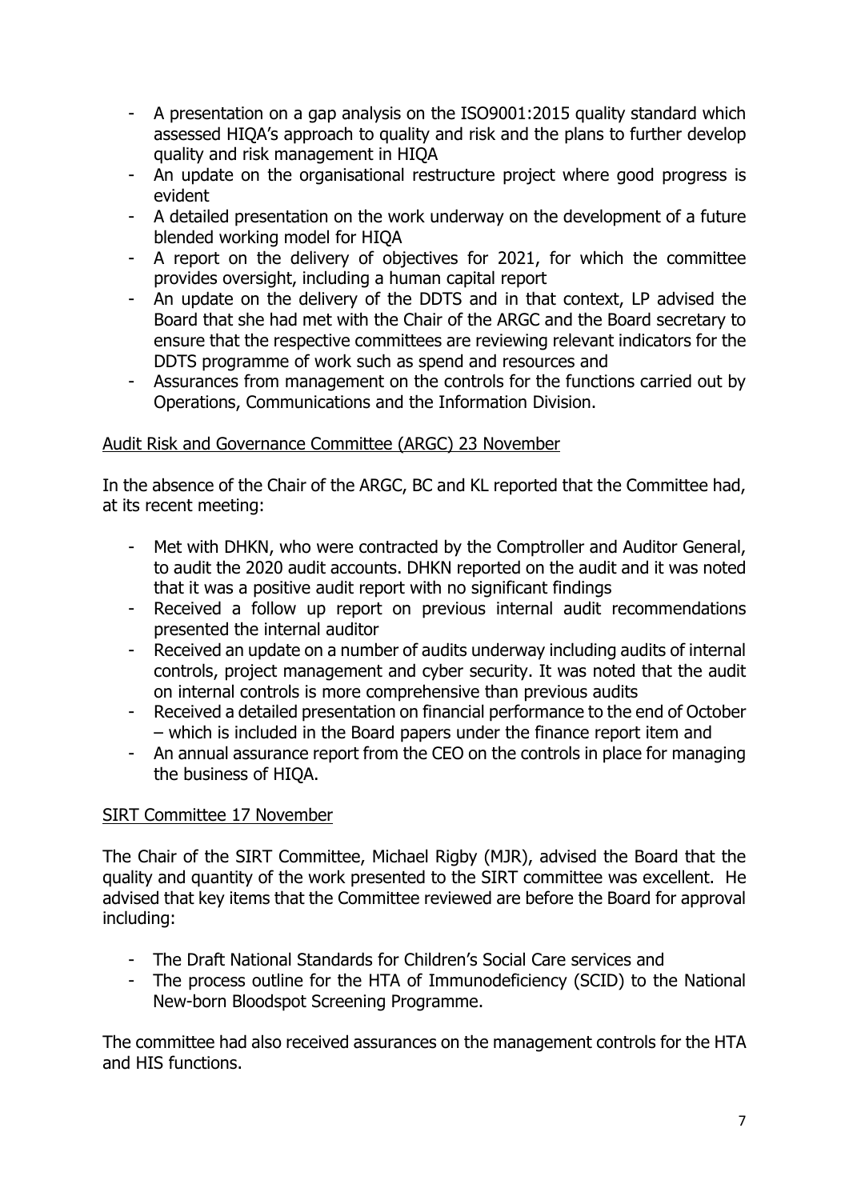- A presentation on a gap analysis on the ISO9001:2015 quality standard which assessed HIQA's approach to quality and risk and the plans to further develop quality and risk management in HIQA
- An update on the organisational restructure project where good progress is evident
- A detailed presentation on the work underway on the development of a future blended working model for HIQA
- A report on the delivery of objectives for 2021, for which the committee provides oversight, including a human capital report
- An update on the delivery of the DDTS and in that context, LP advised the Board that she had met with the Chair of the ARGC and the Board secretary to ensure that the respective committees are reviewing relevant indicators for the DDTS programme of work such as spend and resources and
- Assurances from management on the controls for the functions carried out by Operations, Communications and the Information Division.

<u>Audit Risk and Governance Committee (ARGC) 23 November</u>

In the absence of the Chair of the ARGC, BC and KL reported that the Committee had, at its recent meeting:

- Met with DHKN, who were contracted by the Comptroller and Auditor General, to audit the 2020 audit accounts. DHKN reported on the audit and it was noted that it was a positive audit report with no significant findings
- Received a follow up report on previous internal audit recommendations presented the internal auditor
- Received an update on a number of audits underway including audits of internal controls, project management and cyber security. It was noted that the audit on internal controls is more comprehensive than previous audits
- Received a detailed presentation on financial performance to the end of October – which is included in the Board papers under the finance report item and
- An annual assurance report from the CEO on the controls in place for managing the business of HIQA.

<u>SIRT Committee 17 November</u>

The Chair of the SIRT Committee, Michael Rigby (MJR), advised the Board that the quality and quantity of the work presented to the SIRT committee was excellent. He advised that key items that the Committee reviewed are before the Board for approval including:

- The Draft National Standards for Children's Social Care services and
- The process outline for the HTA of Immunodeficiency (SCID) to the National New-born Bloodspot Screening Programme.

The committee had also received assurances on the management controls for the HTA and HIS functions.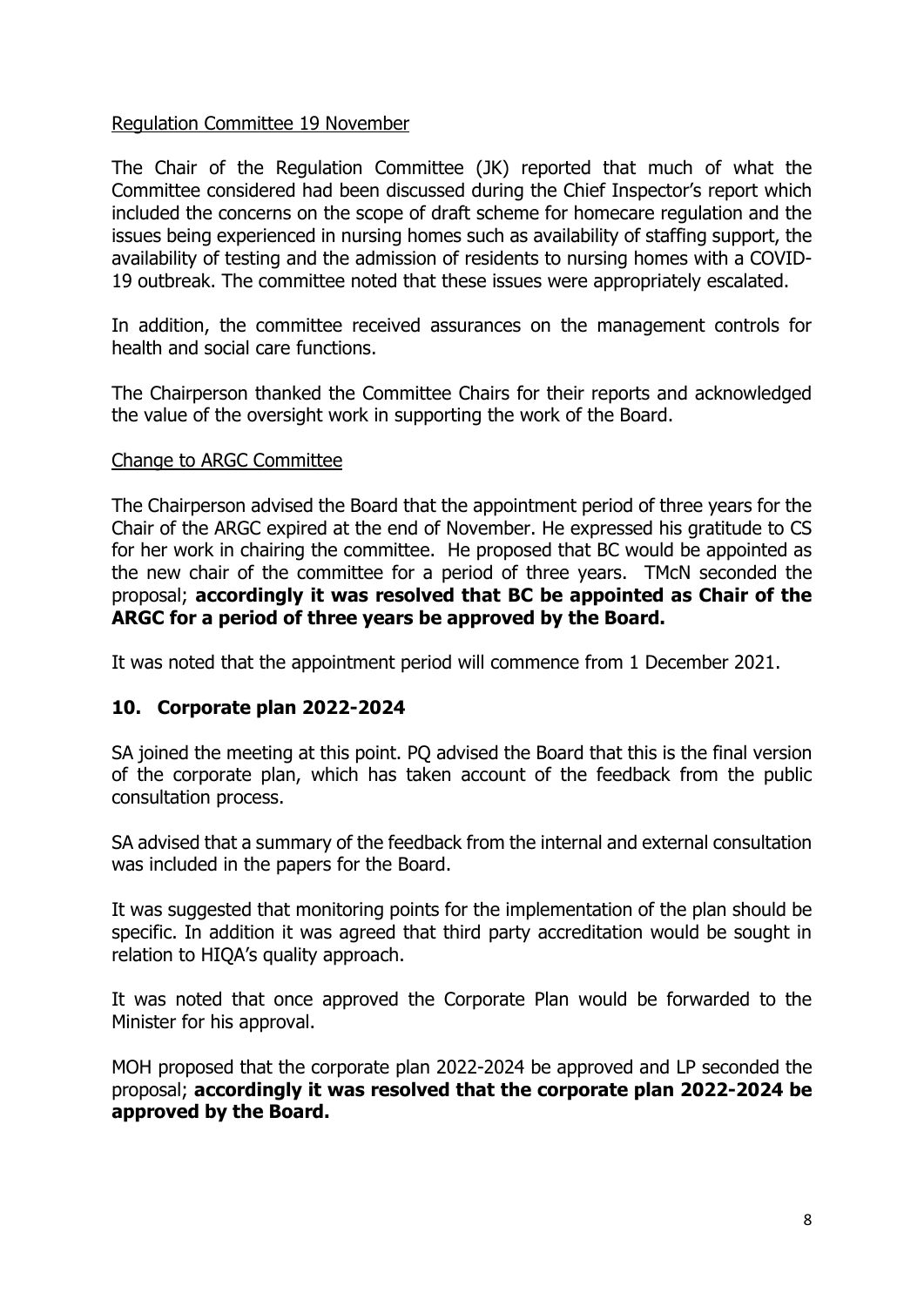Regulation Committee 19 November

The Chair of the Regulation Committee (JK) reported that much of what the Committee considered had been discussed during the Chief Inspector's report which included the concerns on the scope of draft scheme for homecare regulation and the issues being experienced in nursing homes such as availability of staffing support, the availability of testing and the admission of residents to nursing homes with a COVID-19 outbreak. The committee noted that these issues were appropriately escalated.

In addition, the committee received assurances on the management controls for health and social care functions.

The Chairperson thanked the Committee Chairs for their reports and acknowledged the value of the oversight work in supporting the work of the Board.

Change to ARGC Committee

The Chairperson advised the Board that the appointment period of three years for the Chair of the ARGC expired at the end of November. He expressed his gratitude to CS for her work in chairing the committee. He proposed that BC would be appointed as the new chair of the committee for a period of three years. TMcN seconded the proposal; **accordingly it was resolved that BC be appointed as Chair of the ARGC for a period of three years be approved by the Board.**

It was noted that the appointment period will commence from 1 December 2021.

## 10. Corporate plan 2022-2024

SA joined the meeting at this point. PQ advised the Board that this is the final version of the corporate plan, which has taken account of the feedback from the public consultation process.

SA advised that a summary of the feedback from the internal and external consultation was included in the papers for the Board.

It was suggested that monitoring points for the implementation of the plan should be specific. In addition it was agreed that third party accreditation would be sought in relation to HIQA's quality approach.

It was noted that once approved the Corporate Plan would be forwarded to the Minister for his approval.

MOH proposed that the corporate plan 2022-2024 be approved and LP seconded the proposal; **accordingly it was resolved that the corporate plan 2022-2024 be approved by the Board.**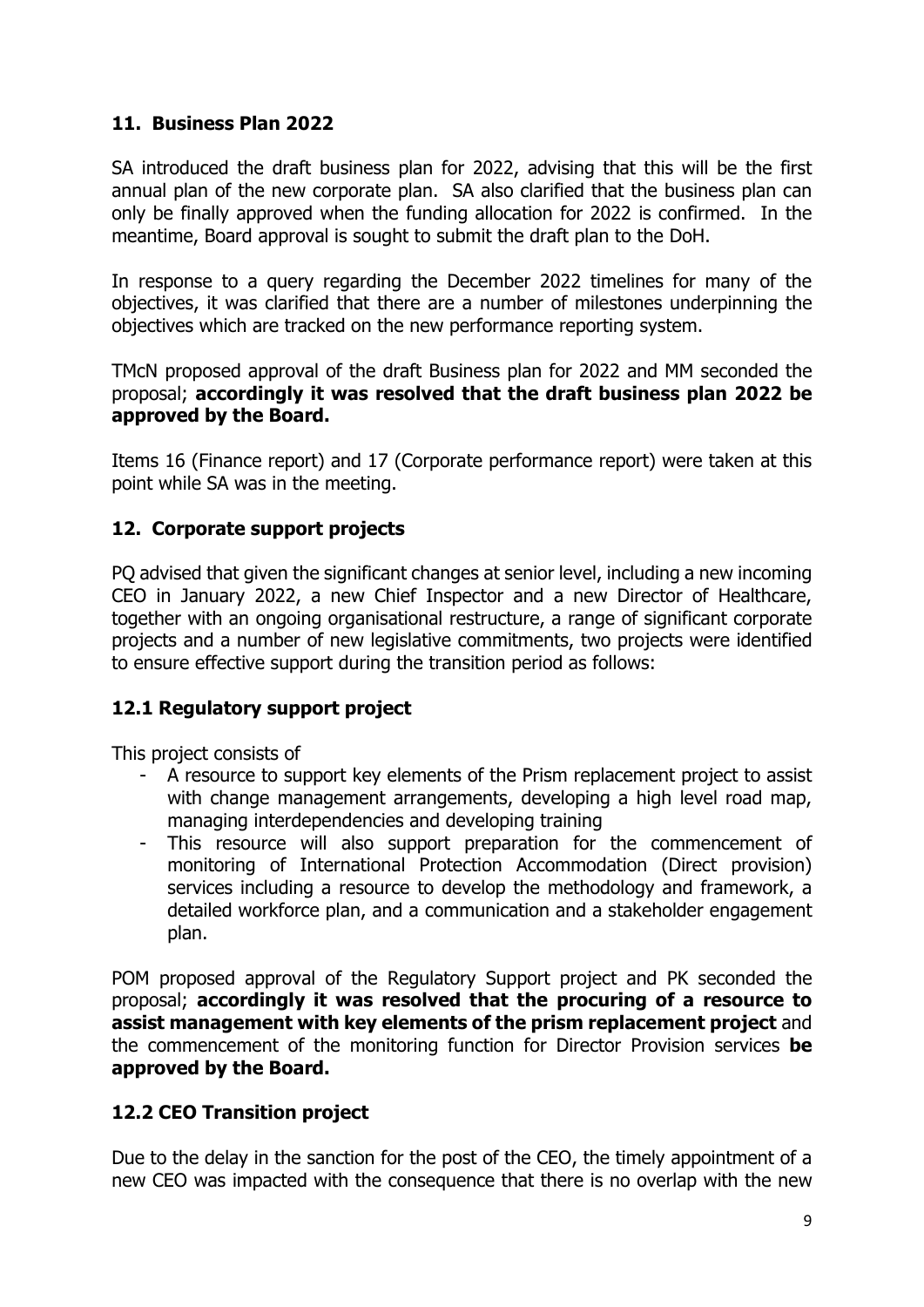## 11. Business Plan 2022

SA introduced the draft business plan for 2022, advising that this will be the first annual plan of the new corporate plan. SA also clarified that the business plan can only be finally approved when the funding allocation for 2022 is confirmed. In the meantime, Board approval is sought to submit the draft plan to the DoH.

In response to a query regarding the December 2022 timelines for many of the objectives, it was clarified that there are a number of milestones underpinning the objectives which are tracked on the new performance reporting system.

TMcN proposed approval of the draft Business plan for 2022 and MM seconded the proposal; **accordingly it was resolved that the draft business plan 2022 be approved by the Board.**

Items 16 (Finance report) and 17 (Corporate performance report) were taken at this point while SA was in the meeting.

## 12. Corporate support projects

PQ advised that given the significant changes at senior level, including a new incoming CEO in January 2022, a new Chief Inspector and a new Director of Healthcare, together with an ongoing organisational restructure, a range of significant corporate projects and a number of new legislative commitments, two projects were identified to ensure effective support during the transition period as follows:

### 12.1 Regulatory support project

This project consists of

- A resource to support key elements of the Prism replacement project to assist with change management arrangements, developing a high level road map, managing interdependencies and developing training
- This resource will also support preparation for the commencement of monitoring of International Protection Accommodation (Direct provision) services including a resource to develop the methodology and framework, a detailed workforce plan, and a communication and a stakeholder engagement plan.

POM proposed approval of the Regulatory Support project and PK seconded the proposal; **accordingly it was resolved that the procuring of a resource to assist management with key elements of the prism replacement project** and the commencement of the monitoring function for Director Provision services **be approved by the Board.**

### 12.2 CEO Transition project

Due to the delay in the sanction for the post of the CEO, the timely appointment of a new CEO was impacted with the consequence that there is no overlap with the new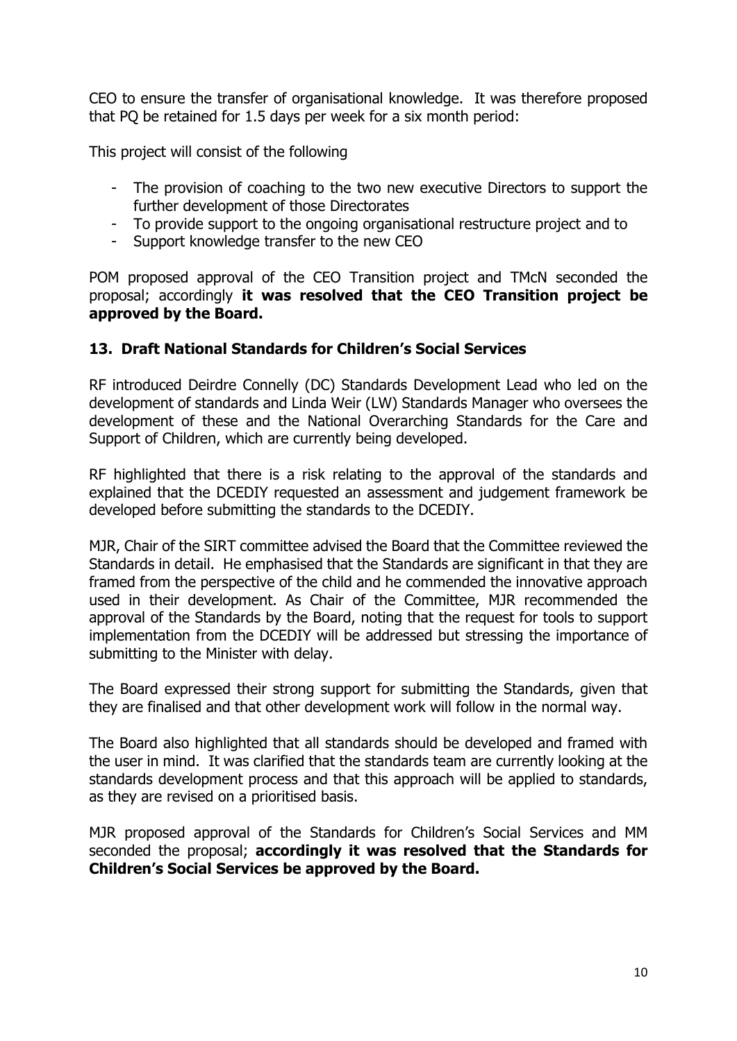CEO to ensure the transfer of organisational knowledge. It was therefore proposed that PQ be retained for 1.5 days per week for a six month period:

This project will consist of the following

- The provision of coaching to the two new executive Directors to support the further development of those Directorates
- To provide support to the ongoing organisational restructure project and to
- Support knowledge transfer to the new CEO

POM proposed approval of the CEO Transition project and TMcN seconded the proposal; accordingly **it was resolved that the CEO Transition project be approved by the Board.**

### 13. Draft National Standards for Children's Social Services

RF introduced Deirdre Connelly (DC) Standards Development Lead who led on the development of standards and Linda Weir (LW) Standards Manager who oversees the development of these and the National Overarching Standards for the Care and Support of Children, which are currently being developed.

RF highlighted that there is a risk relating to the approval of the standards and explained that the DCEDIY requested an assessment and judgement framework be developed before submitting the standards to the DCEDIY.

MJR, Chair of the SIRT committee advised the Board that the Committee reviewed the Standards in detail. He emphasised that the Standards are significant in that they are framed from the perspective of the child and he commended the innovative approach used in their development. As Chair of the Committee, MJR recommended the approval of the Standards by the Board, noting that the request for tools to support implementation from the DCEDIY will be addressed but stressing the importance of submitting to the Minister with delay.

The Board expressed their strong support for submitting the Standards, given that they are finalised and that other development work will follow in the normal way.

The Board also highlighted that all standards should be developed and framed with the user in mind. It was clarified that the standards team are currently looking at the standards development process and that this approach will be applied to standards, as they are revised on a prioritised basis.

MJR proposed approval of the Standards for Children's Social Services and MM seconded the proposal; **accordingly it was resolved that the Standards for Children's Social Services be approved by the Board.**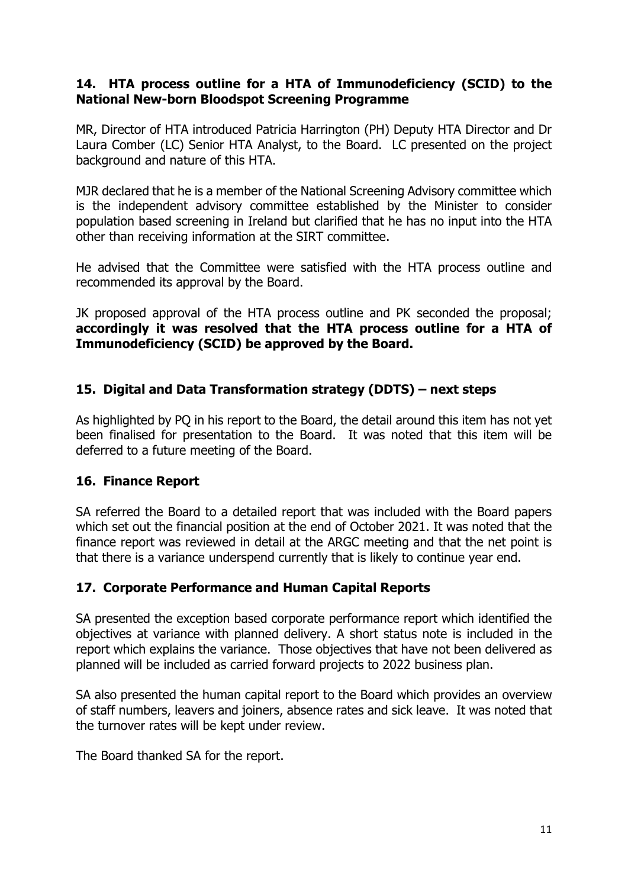## 14. HTA process outline for a HTA of Immunodeficiency (SCID) to the National New-born Bloodspot Screening Programme

MR, Director of HTA introduced Patricia Harrington (PH) Deputy HTA Director and Dr Laura Comber (LC) Senior HTA Analyst, to the Board. LC presented on the project background and nature of this HTA.

MJR declared that he is a member of the National Screening Advisory committee which is the independent advisory committee established by the Minister to consider population based screening in Ireland but clarified that he has no input into the HTA other than receiving information at the SIRT committee.

He advised that the Committee were satisfied with the HTA process outline and recommended its approval by the Board.

JK proposed approval of the HTA process outline and PK seconded the proposal; **accordingly it was resolved that the HTA process outline for a HTA of Immunodeficiency (SCID) be approved by the Board.**

## 15. Digital and Data Transformation strategy (DDTS) – next steps

As highlighted by PQ in his report to the Board, the detail around this item has not yet been finalised for presentation to the Board. It was noted that this item will be deferred to a future meeting of the Board.

## 16. Finance Report

SA referred the Board to a detailed report that was included with the Board papers which set out the financial position at the end of October 2021. It was noted that the finance report was reviewed in detail at the ARGC meeting and that the net point is that there is a variance underspend currently that is likely to continue year end.

## 17. Corporate Performance and Human Capital Reports

SA presented the exception based corporate performance report which identified the objectives at variance with planned delivery. A short status note is included in the report which explains the variance. Those objectives that have not been delivered as planned will be included as carried forward projects to 2022 business plan.

SA also presented the human capital report to the Board which provides an overview of staff numbers, leavers and joiners, absence rates and sick leave. It was noted that the turnover rates will be kept under review.

The Board thanked SA for the report.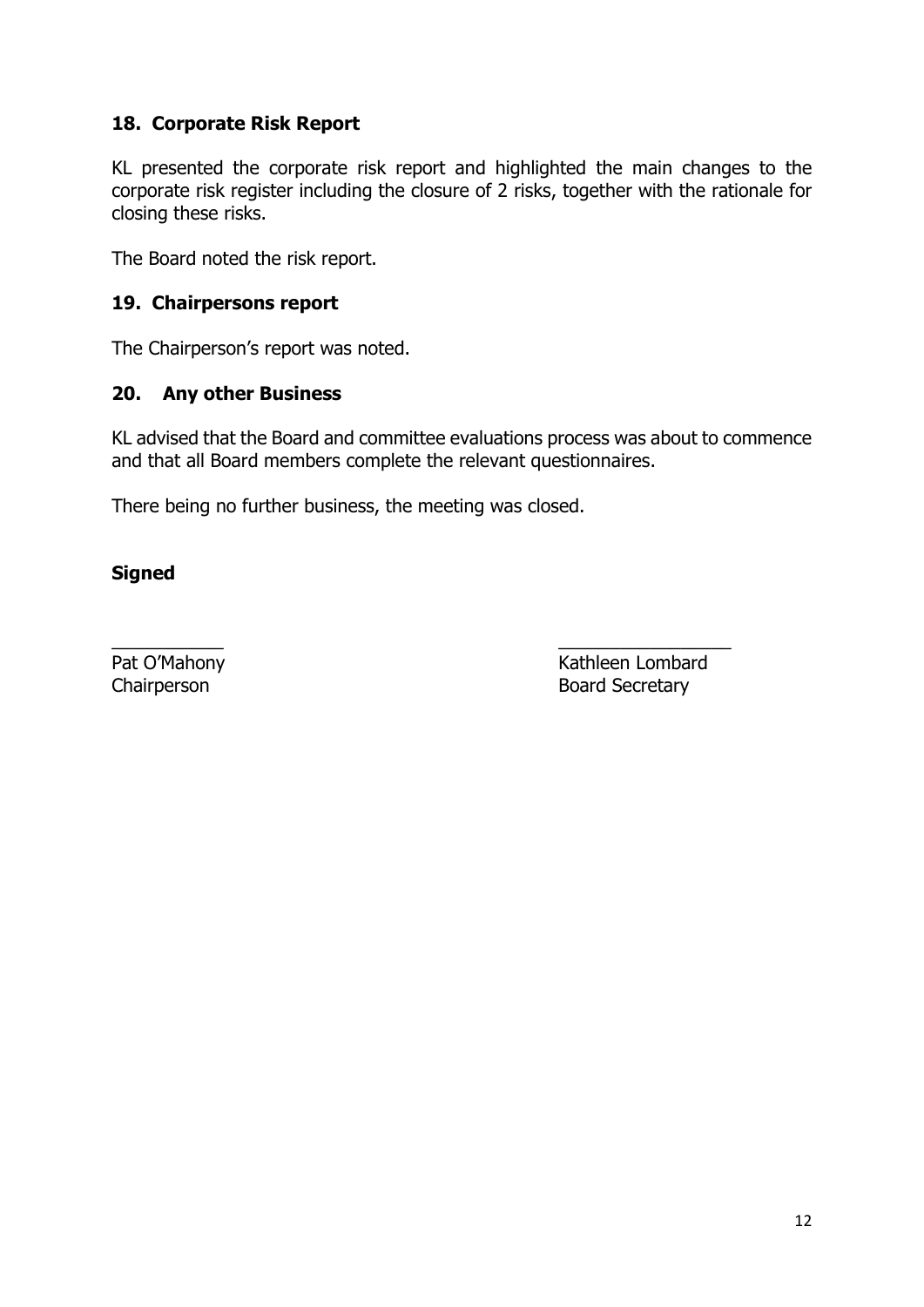## 18. Corporate Risk Report

KL presented the corporate risk report and highlighted the main changes to the corporate risk register including the closure of 2 risks, together with the rationale for closing these risks.

The Board noted the risk report.

## 19. Chairpersons report

The Chairperson's report was noted.

## 20. Any other Business

KL advised that the Board and committee evaluations process was about to commence and that all Board members complete the relevant questionnaires.

There being no further business, the meeting was closed.

**Signed**

| ___________ | _________________ |
|---|---|
| Pat O'Mahony | Kathleen Lombard |
| Chairperson | Board Secretary |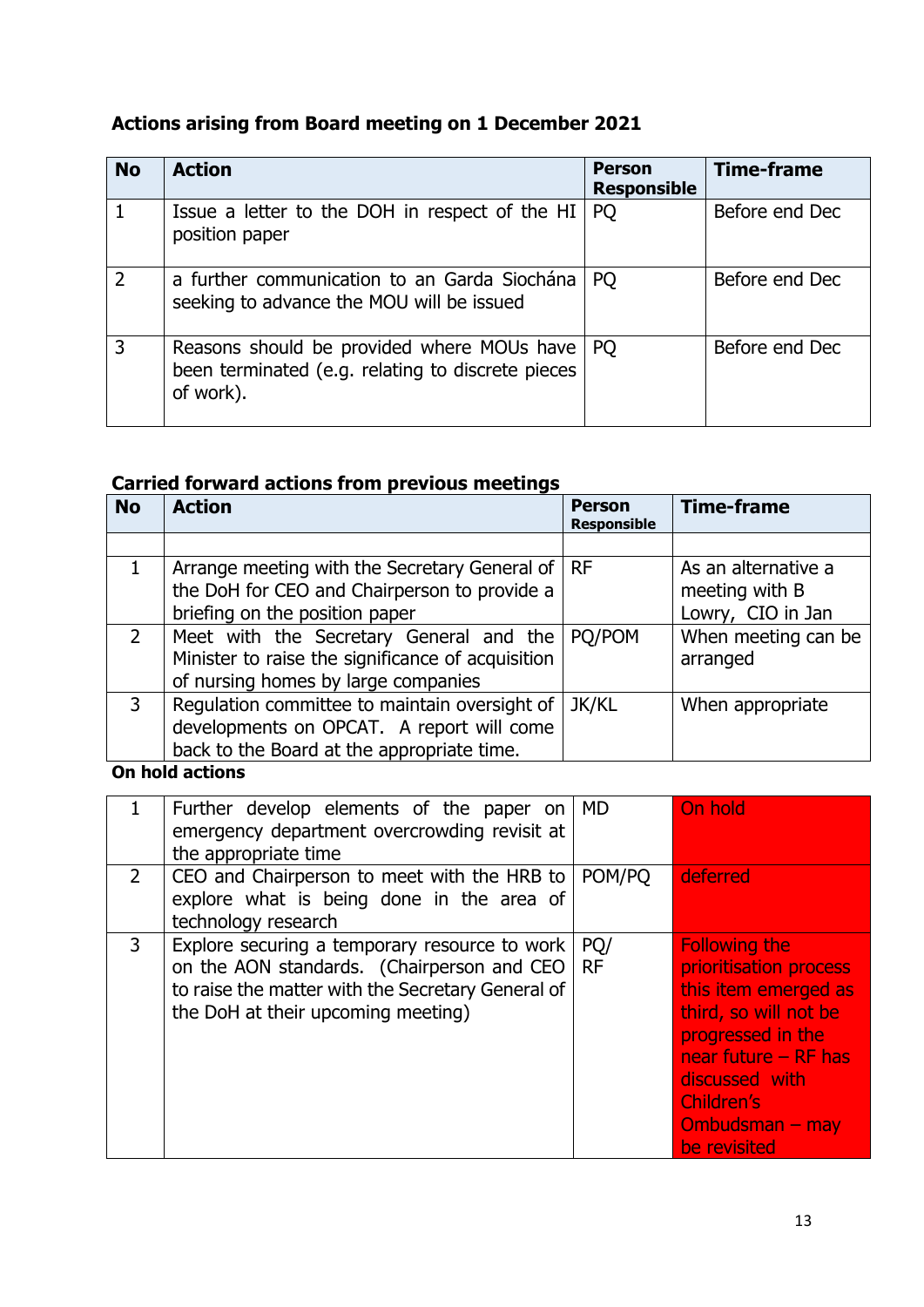**Actions arising from Board meeting on 1 December 2021**

| No | Action | Person Responsible | Time-frame |
|---|---|---|---|
| 1 | Issue a letter to the DOH in respect of the HI position paper | PQ | Before end Dec |
| 2 | a further communication to an Garda Siochána seeking to advance the MOU will be issued | PQ | Before end Dec |
| 3 | Reasons should be provided where MOUs have been terminated (e.g. relating to discrete pieces of work). | PQ | Before end Dec |

**Carried forward actions from previous meetings**

| No | Action | Person Responsible | Time-frame |
|---|---|---|---|
| | | | |
| 1 | Arrange meeting with the Secretary General of the DoH for CEO and Chairperson to provide a briefing on the position paper | RF | As an alternative a meeting with B Lowry, CIO in Jan |
| 2 | Meet with the Secretary General and the Minister to raise the significance of acquisition of nursing homes by large companies | PQ/POM | When meeting can be arranged |
| 3 | Regulation committee to maintain oversight of developments on OPCAT. A report will come back to the Board at the appropriate time. | JK/KL | When appropriate |

**On hold actions**

| | | | |
|---|---|---|---|
| 1 | Further develop elements of the paper on emergency department overcrowding revisit at the appropriate time | MD | On hold |
| 2 | CEO and Chairperson to meet with the HRB to explore what is being done in the area of technology research | POM/PQ | deferred |
| 3 | Explore securing a temporary resource to work on the AON standards. (Chairperson and CEO to raise the matter with the Secretary General of the DoH at their upcoming meeting) | PQ/ RF | Following the prioritisation process this item emerged as third, so will not be progressed in the near future – RF has discussed with Children's Ombudsman – may be revisited |